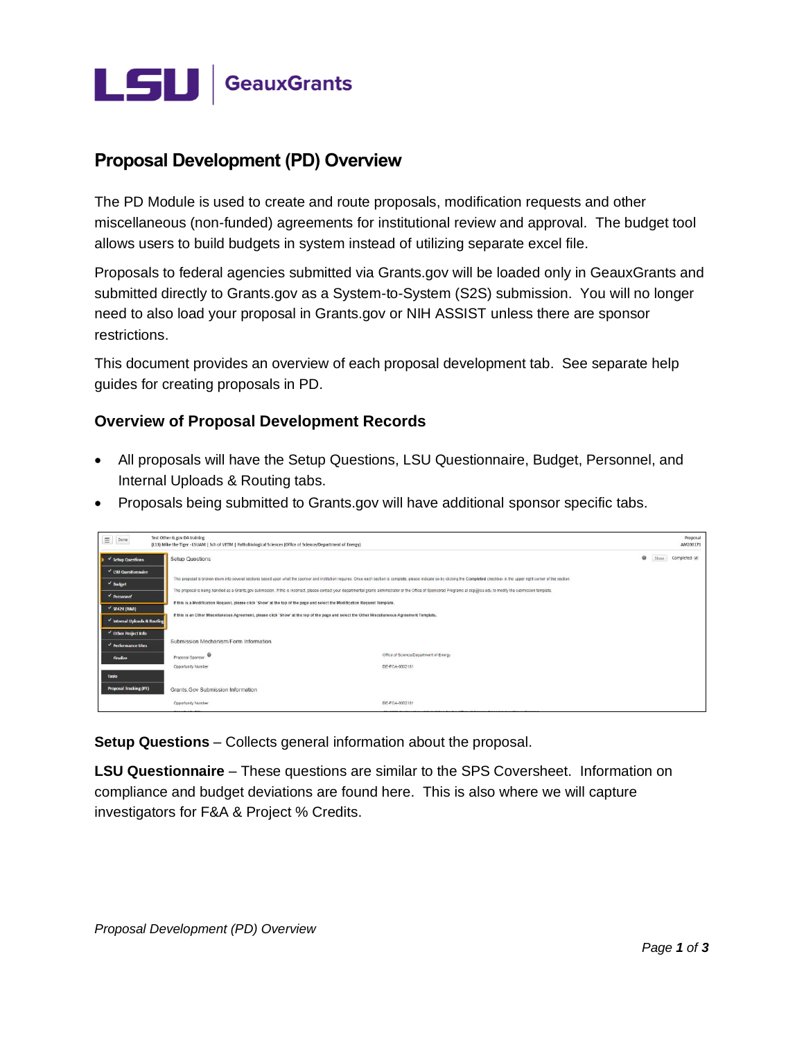LSU | GeauxGrants

# Proposal Development (PD) Overview

The PD Module is used to create and route proposals, modification requests and other miscellaneous (non-funded) agreements for institutional review and approval. The budget tool allows users to build budgets in system instead of utilizing separate excel file.

Proposals to federal agencies submitted via Grants.gov will be loaded only in GeauxGrants and submitted directly to Grants.gov as a System-to-System (S2S) submission. You will no longer need to also load your proposal in Grants.gov or NIH ASSIST unless there are sponsor restrictions.

This document provides an overview of each proposal development tab. See separate help guides for creating proposals in PD.

## Overview of Proposal Development Records

- All proposals will have the Setup Questions, LSU Questionnaire, Budget, Personnel, and Internal Uploads & Routing tabs.
- Proposals being submitted to Grants.gov will have additional sponsor specific tabs.

**Setup Questions** – Collects general information about the proposal.

**LSU Questionnaire** – These questions are similar to the SPS Coversheet. Information on compliance and budget deviations are found here. This is also where we will capture investigators for F&A & Project % Credits.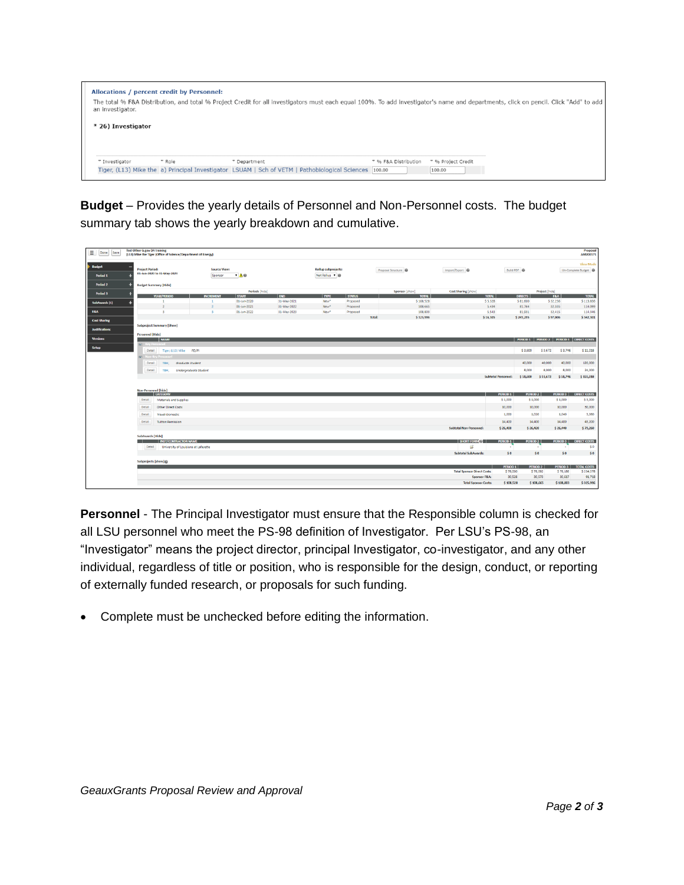**Allocations / percent credit by Personnel:**

The total % F&A Distribution, and total % Project Credit for all investigators must each equal 100%. To add investigator's name and departments, click on pencil. Click "Add" to add an investigator.

\* 26) Investigator

| * Investigator | * Role | * Department | * % F&A Distribution | * % Project Credit |
|---|---|---|---|---|
| Tiger, (L13) Mike the | a) Principal Investigator | LSUAM \| Sch of VETM \| Pathobiological Sciences | 100.00 | 100.00 |

**Budget** – Provides the yearly details of Personnel and Non-Personnel costs. The budget summary tab shows the yearly breakdown and cumulative.

**Personnel** - The Principal Investigator must ensure that the Responsible column is checked for all LSU personnel who meet the PS-98 definition of Investigator. Per LSU's PS-98, an "Investigator" means the project director, principal Investigator, co-investigator, and any other individual, regardless of title or position, who is responsible for the design, conduct, or reporting of externally funded research, or proposals for such funding.

- Complete must be unchecked before editing the information.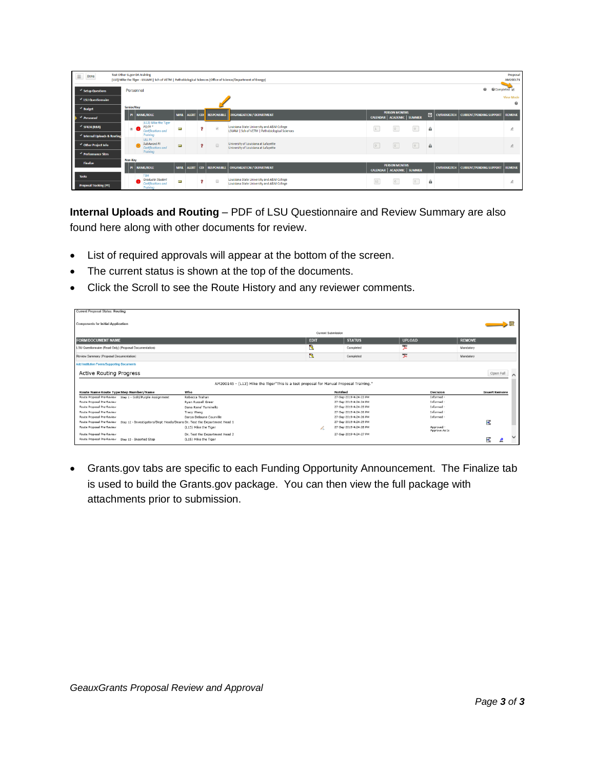**Internal Uploads and Routing** – PDF of LSU Questionnaire and Review Summary are also found here along with other documents for review.

- List of required approvals will appear at the bottom of the screen.
- The current status is shown at the top of the documents.
- Click the Scroll to see the Route History and any reviewer comments.

- Grants.gov tabs are specific to each Funding Opportunity Announcement. The Finalize tab is used to build the Grants.gov package. You can then view the full package with attachments prior to submission.

*GeauxGrants Proposal Review and Approval*